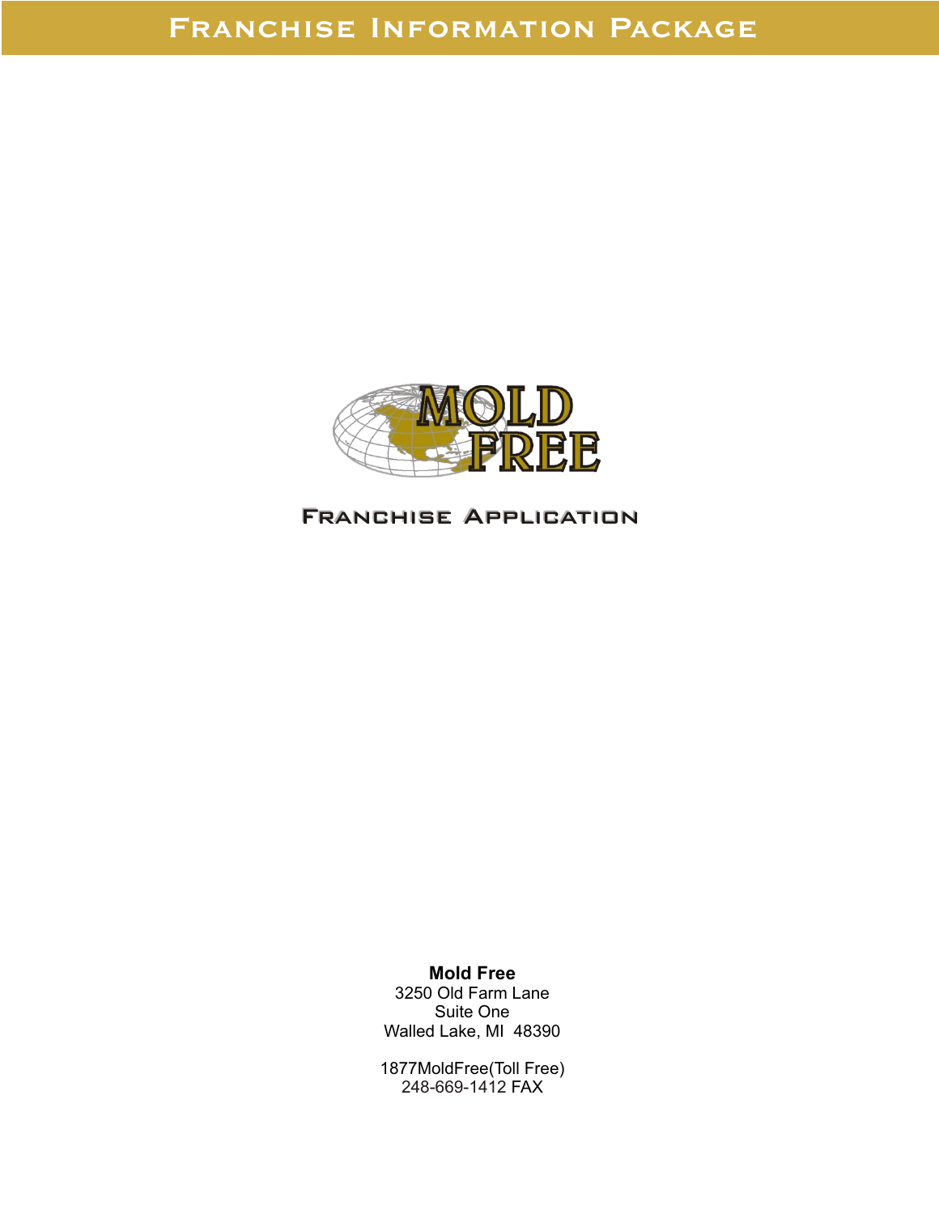# Franchise Information Package

MOLD FREE

## Franchise Application

**Mold Free**
3250 Old Farm Lane
Suite One
Walled Lake, MI  48390

1877MoldFree(Toll Free)
248-669-1412 FAX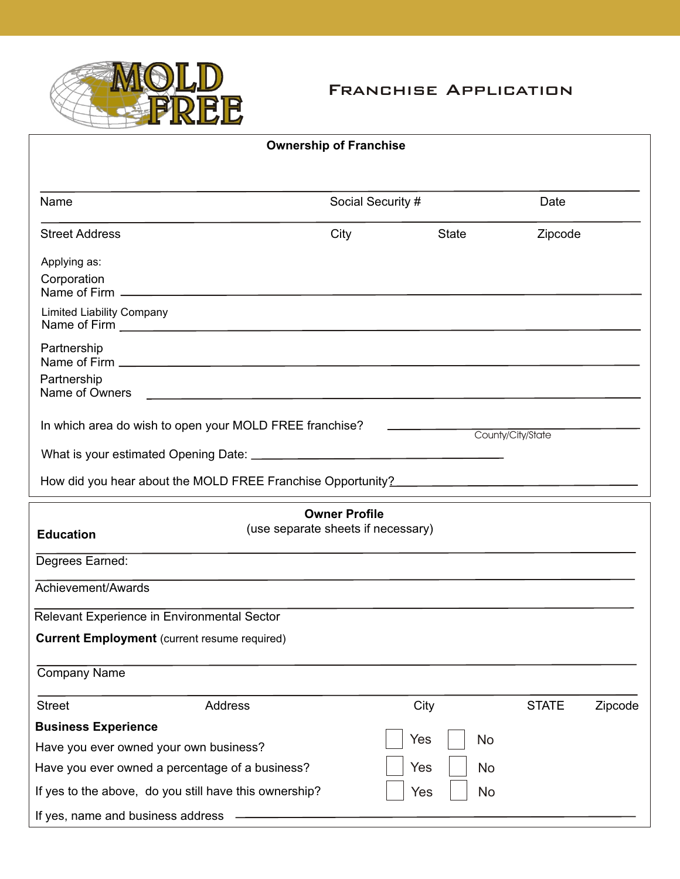MOLD FREE

# Franchise Application

## Ownership of Franchise

Name ______________________ Social Security # ______________ Date ______________

Street Address ______________________ City ______________ State ______________ Zipcode ______________

Applying as:

Corporation
Name of Firm ________________________________________

Limited Liability Company
Name of Firm ________________________________________

Partnership
Name of Firm ________________________________________

Partnership
Name of Owners ________________________________________

In which area do wish to open your MOLD FREE franchise? ______________________
County/City/State

What is your estimated Opening Date: ______________________

How did you hear about the MOLD FREE Franchise Opportunity? ______________________

## Owner Profile

(use separate sheets if necessary)

**Education**

Degrees Earned: ________________________________________

Achievement/Awards ________________________________________

Relevant Experience in Environmental Sector ________________________________________

**Current Employment** (current resume required)

Company Name ________________________________________

Street Address ______________________ City ______________ STATE ______________ Zipcode ______________

**Business Experience**

Have you ever owned your own business? ☐ Yes ☐ No

Have you ever owned a percentage of a business? ☐ Yes ☐ No

If yes to the above, do you still have this ownership? ☐ Yes ☐ No

If yes, name and business address ________________________________________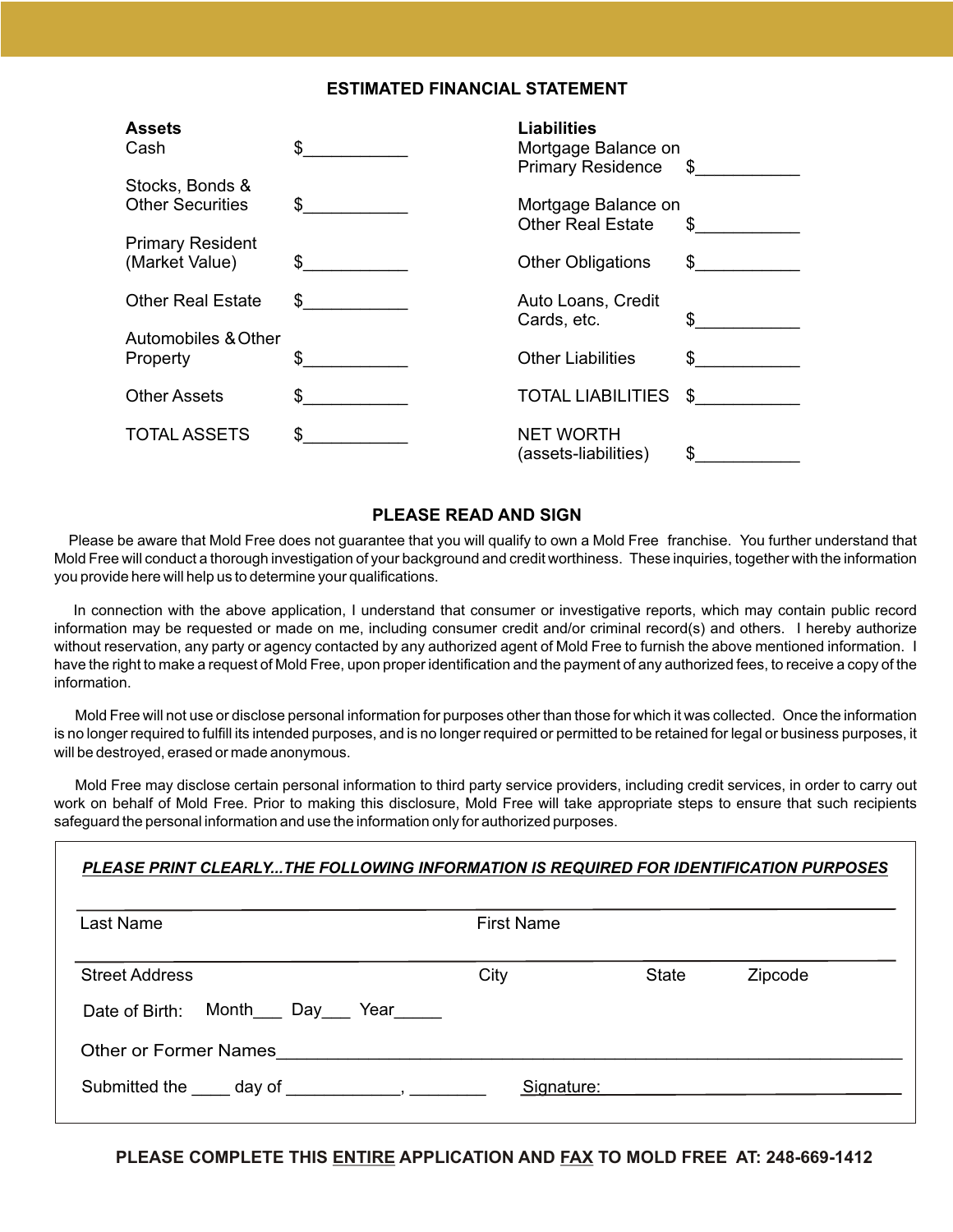## ESTIMATED FINANCIAL STATEMENT

| **Assets** | | **Liabilities** | |
|---|---|---|---|
| Cash | $___________ | Mortgage Balance on Primary Residence | $___________ |
| Stocks, Bonds & Other Securities | $___________ | Mortgage Balance on Other Real Estate | $___________ |
| Primary Resident (Market Value) | $___________ | Other Obligations | $___________ |
| Other Real Estate | $___________ | Auto Loans, Credit Cards, etc. | $___________ |
| Automobiles & Other Property | $___________ | Other Liabilities | $___________ |
| Other Assets | $___________ | TOTAL LIABILITIES | $___________ |
| TOTAL ASSETS | $___________ | NET WORTH (assets-liabilities) | $___________ |

## PLEASE READ AND SIGN

Please be aware that Mold Free does not guarantee that you will qualify to own a Mold Free franchise. You further understand that Mold Free will conduct a thorough investigation of your background and credit worthiness. These inquiries, together with the information you provide here will help us to determine your qualifications.

In connection with the above application, I understand that consumer or investigative reports, which may contain public record information may be requested or made on me, including consumer credit and/or criminal record(s) and others. I hereby authorize without reservation, any party or agency contacted by any authorized agent of Mold Free to furnish the above mentioned information. I have the right to make a request of Mold Free, upon proper identification and the payment of any authorized fees, to receive a copy of the information.

Mold Free will not use or disclose personal information for purposes other than those for which it was collected. Once the information is no longer required to fulfill its intended purposes, and is no longer required or permitted to be retained for legal or business purposes, it will be destroyed, erased or made anonymous.

Mold Free may disclose certain personal information to third party service providers, including credit services, in order to carry out work on behalf of Mold Free. Prior to making this disclosure, Mold Free will take appropriate steps to ensure that such recipients safeguard the personal information and use the information only for authorized purposes.

***PLEASE PRINT CLEARLY...THE FOLLOWING INFORMATION IS REQUIRED FOR IDENTIFICATION PURPOSES***

________________________________________________________________

Last Name First Name

________________________________________________________________

Street Address City State Zipcode

Date of Birth: Month___ Day___ Year_____

Other or Former Names____________________________________________

Submitted the ____ day of ____________, ________ Signature:____________________

**PLEASE COMPLETE THIS ENTIRE APPLICATION AND FAX TO MOLD FREE AT: 248-669-1412**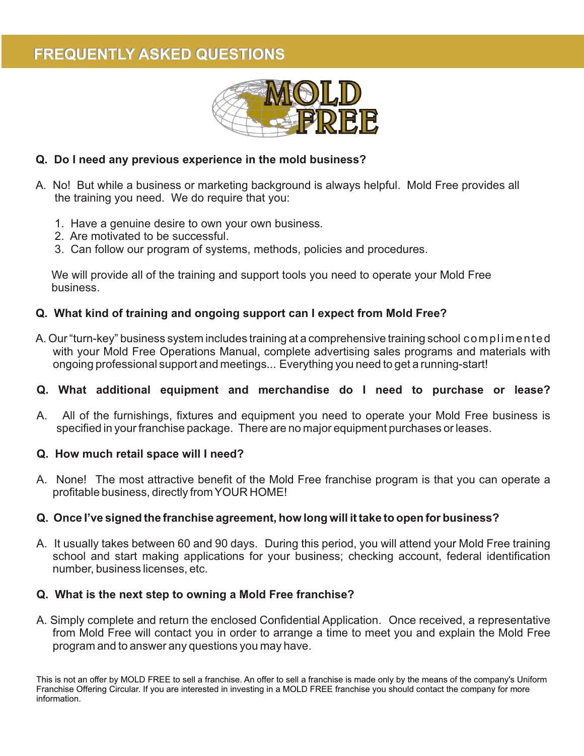# FREQUENTLY ASKED QUESTIONS

MOLD FREE

**Q. Do I need any previous experience in the mold business?**

A. No! But while a business or marketing background is always helpful. Mold Free provides all the training you need. We do require that you:

1. Have a genuine desire to own your own business.
2. Are motivated to be successful.
3. Can follow our program of systems, methods, policies and procedures.

We will provide all of the training and support tools you need to operate your Mold Free business.

**Q. What kind of training and ongoing support can I expect from Mold Free?**

A. Our "turn-key" business system includes training at a comprehensive training school complimented with your Mold Free Operations Manual, complete advertising sales programs and materials with ongoing professional support and meetings... Everything you need to get a running-start!

**Q. What additional equipment and merchandise do I need to purchase or lease?**

A. All of the furnishings, fixtures and equipment you need to operate your Mold Free business is specified in your franchise package. There are no major equipment purchases or leases.

**Q. How much retail space will I need?**

A. None! The most attractive benefit of the Mold Free franchise program is that you can operate a profitable business, directly from YOUR HOME!

**Q. Once I've signed the franchise agreement, how long will it take to open for business?**

A. It usually takes between 60 and 90 days. During this period, you will attend your Mold Free training school and start making applications for your business; checking account, federal identification number, business licenses, etc.

**Q. What is the next step to owning a Mold Free franchise?**

A. Simply complete and return the enclosed Confidential Application. Once received, a representative from Mold Free will contact you in order to arrange a time to meet you and explain the Mold Free program and to answer any questions you may have.

This is not an offer by MOLD FREE to sell a franchise. An offer to sell a franchise is made only by the means of the company's Uniform Franchise Offering Circular. If you are interested in investing in a MOLD FREE franchise you should contact the company for more information.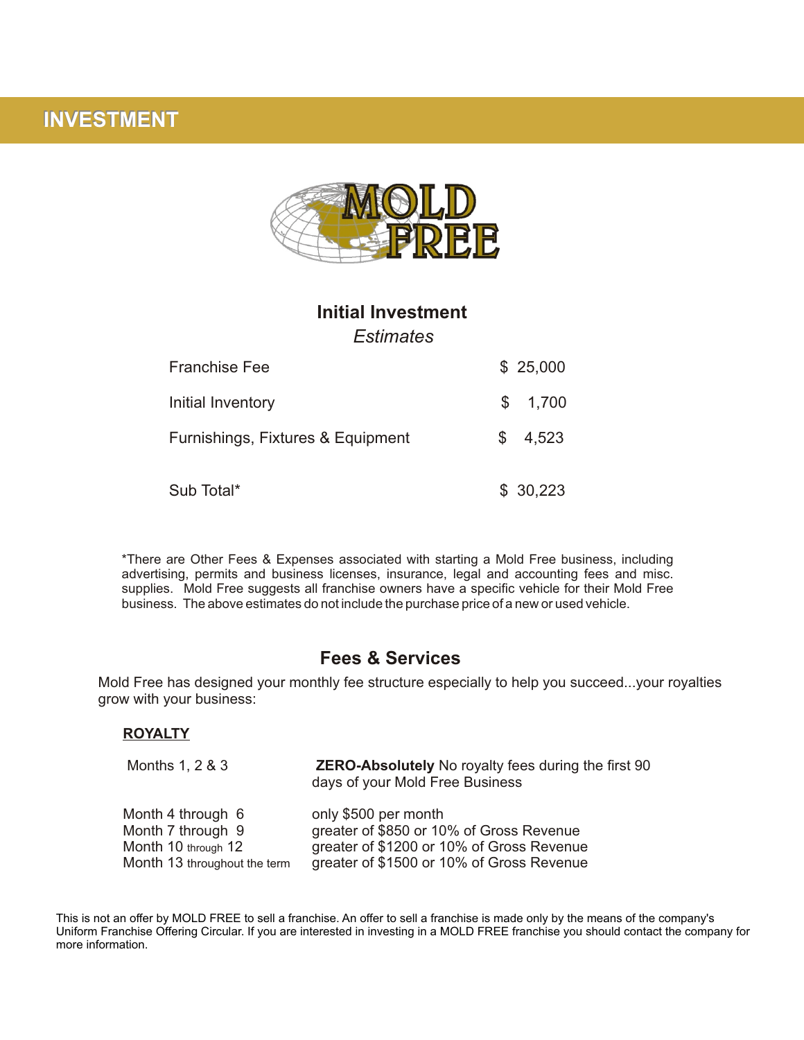# INVESTMENT

MOLD FREE

## Initial Investment

*Estimates*

| | |
|---|---|
| Franchise Fee | $ 25,000 |
| Initial Inventory | $ 1,700 |
| Furnishings, Fixtures & Equipment | $ 4,523 |
| Sub Total* | $ 30,223 |

*There are Other Fees & Expenses associated with starting a Mold Free business, including advertising, permits and business licenses, insurance, legal and accounting fees and misc. supplies. Mold Free suggests all franchise owners have a specific vehicle for their Mold Free business. The above estimates do not include the purchase price of a new or used vehicle.

## Fees & Services

Mold Free has designed your monthly fee structure especially to help you succeed...your royalties grow with your business:

**ROYALTY**

| | |
|---|---|
| Months 1, 2 & 3 | **ZERO-Absolutely** No royalty fees during the first 90 days of your Mold Free Business |
| Month 4 through 6 | only $500 per month |
| Month 7 through 9 | greater of $850 or 10% of Gross Revenue |
| Month 10 through 12 | greater of $1200 or 10% of Gross Revenue |
| Month 13 throughout the term | greater of $1500 or 10% of Gross Revenue |

This is not an offer by MOLD FREE to sell a franchise. An offer to sell a franchise is made only by the means of the company's Uniform Franchise Offering Circular. If you are interested in investing in a MOLD FREE franchise you should contact the company for more information.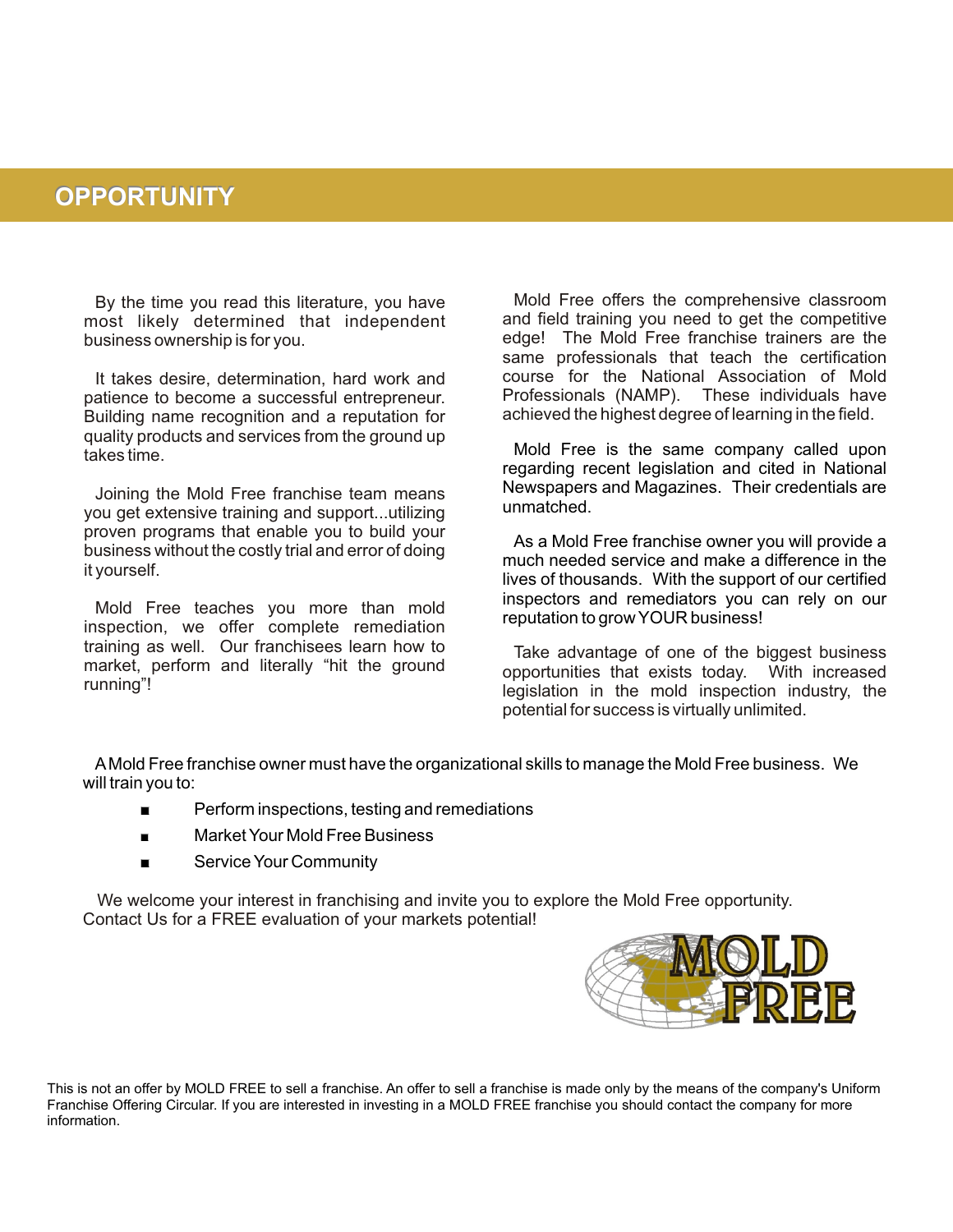## OPPORTUNITY

By the time you read this literature, you have most likely determined that independent business ownership is for you.

It takes desire, determination, hard work and patience to become a successful entrepreneur. Building name recognition and a reputation for quality products and services from the ground up takes time.

Joining the Mold Free franchise team means you get extensive training and support...utilizing proven programs that enable you to build your business without the costly trial and error of doing it yourself.

Mold Free teaches you more than mold inspection, we offer complete remediation training as well. Our franchisees learn how to market, perform and literally "hit the ground running"!

Mold Free offers the comprehensive classroom and field training you need to get the competitive edge! The Mold Free franchise trainers are the same professionals that teach the certification course for the National Association of Mold Professionals (NAMP). These individuals have achieved the highest degree of learning in the field.

Mold Free is the same company called upon regarding recent legislation and cited in National Newspapers and Magazines. Their credentials are unmatched.

As a Mold Free franchise owner you will provide a much needed service and make a difference in the lives of thousands. With the support of our certified inspectors and remediators you can rely on our reputation to grow YOUR business!

Take advantage of one of the biggest business opportunities that exists today. With increased legislation in the mold inspection industry, the potential for success is virtually unlimited.

A Mold Free franchise owner must have the organizational skills to manage the Mold Free business. We will train you to:

- Perform inspections, testing and remediations
- Market Your Mold Free Business
- Service Your Community

We welcome your interest in franchising and invite you to explore the Mold Free opportunity. Contact Us for a FREE evaluation of your markets potential!

MOLD FREE

This is not an offer by MOLD FREE to sell a franchise. An offer to sell a franchise is made only by the means of the company's Uniform Franchise Offering Circular. If you are interested in investing in a MOLD FREE franchise you should contact the company for more information.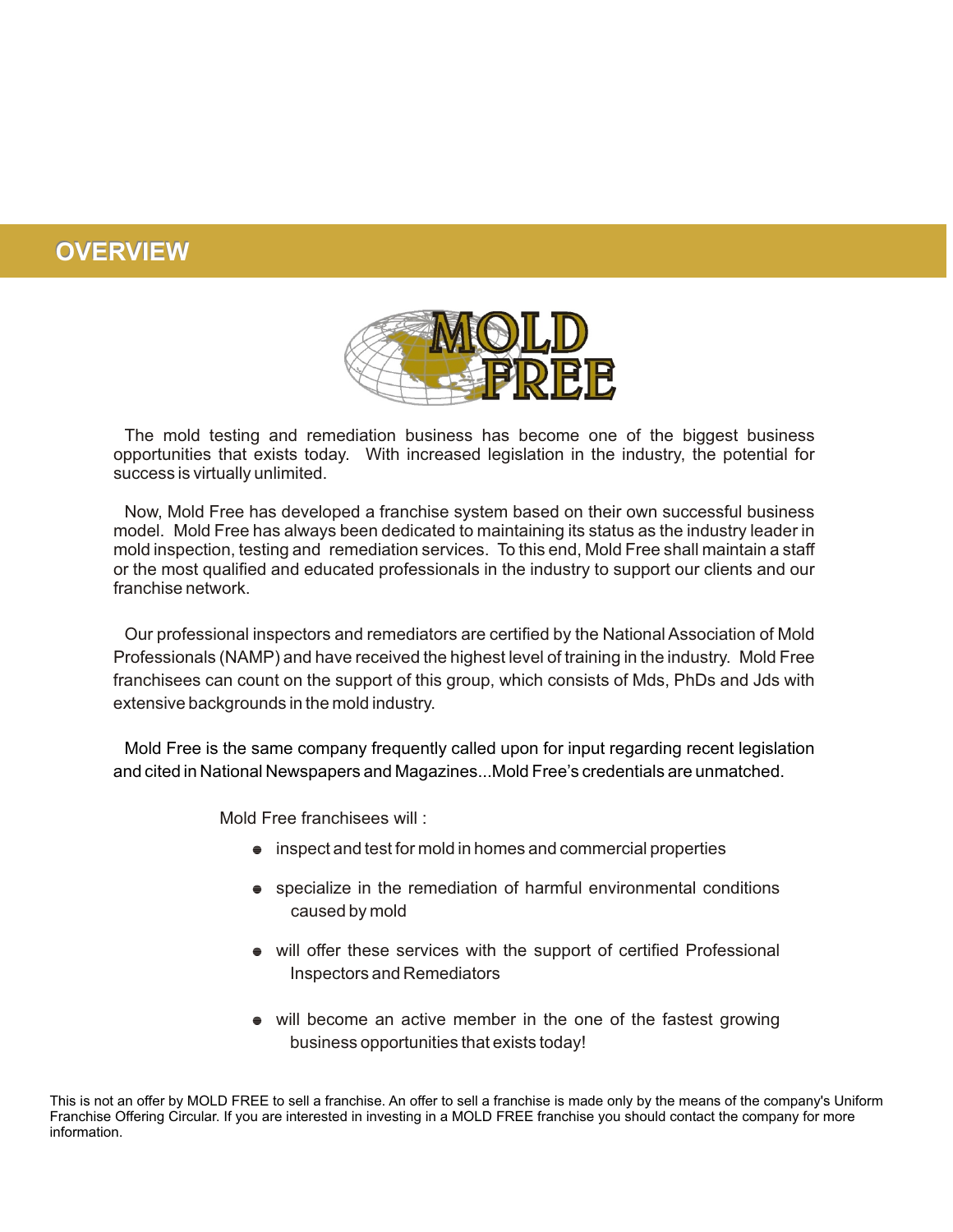# OVERVIEW

MOLD FREE

The mold testing and remediation business has become one of the biggest business opportunities that exists today. With increased legislation in the industry, the potential for success is virtually unlimited.

Now, Mold Free has developed a franchise system based on their own successful business model. Mold Free has always been dedicated to maintaining its status as the industry leader in mold inspection, testing and remediation services. To this end, Mold Free shall maintain a staff or the most qualified and educated professionals in the industry to support our clients and our franchise network.

Our professional inspectors and remediators are certified by the National Association of Mold Professionals (NAMP) and have received the highest level of training in the industry. Mold Free franchisees can count on the support of this group, which consists of Mds, PhDs and Jds with extensive backgrounds in the mold industry.

Mold Free is the same company frequently called upon for input regarding recent legislation and cited in National Newspapers and Magazines...Mold Free's credentials are unmatched.

Mold Free franchisees will :

- inspect and test for mold in homes and commercial properties
- specialize in the remediation of harmful environmental conditions caused by mold
- will offer these services with the support of certified Professional Inspectors and Remediators
- will become an active member in the one of the fastest growing business opportunities that exists today!

This is not an offer by MOLD FREE to sell a franchise. An offer to sell a franchise is made only by the means of the company's Uniform Franchise Offering Circular. If you are interested in investing in a MOLD FREE franchise you should contact the company for more information.